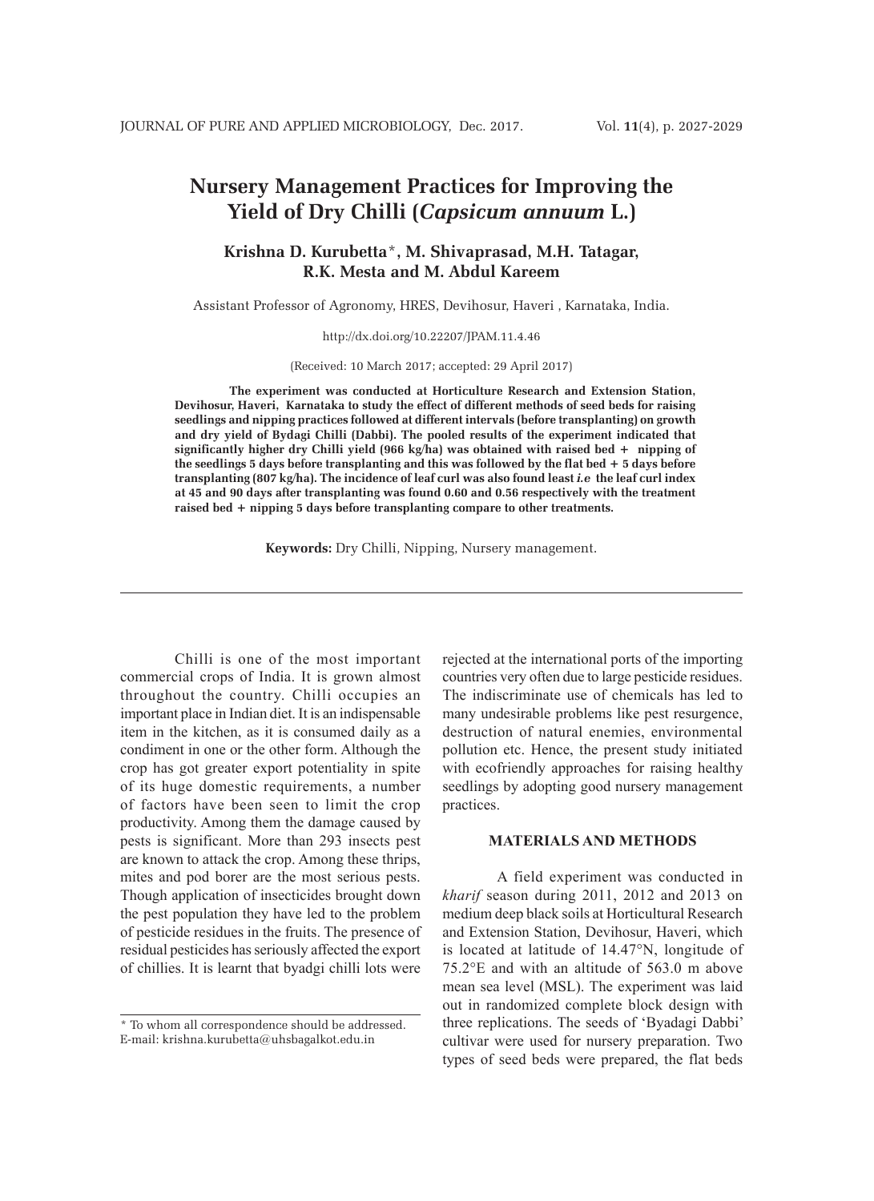# Nursery Management Practices for Improving the Yield of Dry Chilli (*Capsicum annuum* L.)

**Krishna D. Kurubetta*, M. Shivaprasad, M.H. Tatagar, R.K. Mesta and M. Abdul Kareem**

Assistant Professor of Agronomy, HRES, Devihosur, Haveri , Karnataka, India.

http://dx.doi.org/10.22207/JPAM.11.4.46

(Received: 10 March 2017; accepted: 29 April 2017)

**The experiment was conducted at Horticulture Research and Extension Station, Devihosur, Haveri, Karnataka to study the effect of different methods of seed beds for raising seedlings and nipping practices followed at different intervals (before transplanting) on growth and dry yield of Bydagi Chilli (Dabbi). The pooled results of the experiment indicated that significantly higher dry Chilli yield (966 kg/ha) was obtained with raised bed + nipping of the seedlings 5 days before transplanting and this was followed by the flat bed + 5 days before transplanting (807 kg/ha). The incidence of leaf curl was also found least *i.e* the leaf curl index at 45 and 90 days after transplanting was found 0.60 and 0.56 respectively with the treatment raised bed + nipping 5 days before transplanting compare to other treatments.**

**Keywords:** Dry Chilli, Nipping, Nursery management.

Chilli is one of the most important commercial crops of India. It is grown almost throughout the country. Chilli occupies an important place in Indian diet. It is an indispensable item in the kitchen, as it is consumed daily as a condiment in one or the other form. Although the crop has got greater export potentiality in spite of its huge domestic requirements, a number of factors have been seen to limit the crop productivity. Among them the damage caused by pests is significant. More than 293 insects pest are known to attack the crop. Among these thrips, mites and pod borer are the most serious pests. Though application of insecticides brought down the pest population they have led to the problem of pesticide residues in the fruits. The presence of residual pesticides has seriously affected the export of chillies. It is learnt that byadgi chilli lots were rejected at the international ports of the importing countries very often due to large pesticide residues. The indiscriminate use of chemicals has led to many undesirable problems like pest resurgence, destruction of natural enemies, environmental pollution etc. Hence, the present study initiated with ecofriendly approaches for raising healthy seedlings by adopting good nursery management practices.

## MATERIALS AND METHODS

A field experiment was conducted in *kharif* season during 2011, 2012 and 2013 on medium deep black soils at Horticultural Research and Extension Station, Devihosur, Haveri, which is located at latitude of 14.47°N, longitude of 75.2°E and with an altitude of 563.0 m above mean sea level (MSL). The experiment was laid out in randomized complete block design with three replications. The seeds of 'Byadagi Dabbi' cultivar were used for nursery preparation. Two types of seed beds were prepared, the flat beds

\* To whom all correspondence should be addressed.
E-mail: krishna.kurubetta@uhsbagalkot.edu.in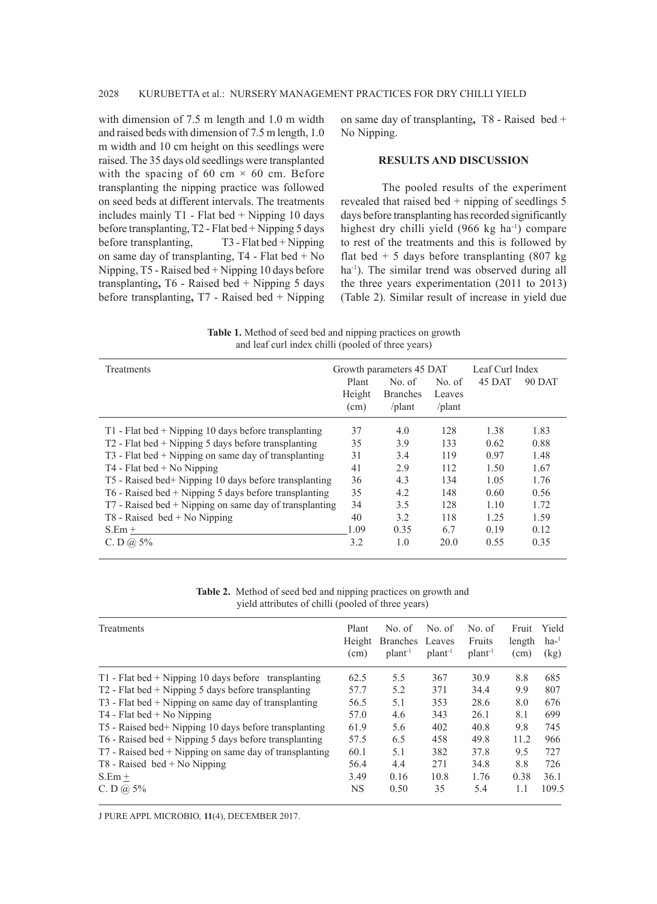with dimension of 7.5 m length and 1.0 m width and raised beds with dimension of 7.5 m length, 1.0 m width and 10 cm height on this seedlings were raised. The 35 days old seedlings were transplanted with the spacing of 60 cm × 60 cm. Before transplanting the nipping practice was followed on seed beds at different intervals. The treatments includes mainly T1 - Flat bed + Nipping 10 days before transplanting, T2 - Flat bed + Nipping 5 days before transplanting, T3 - Flat bed + Nipping on same day of transplanting, T4 - Flat bed + No Nipping, T5 - Raised bed + Nipping 10 days before transplanting**,** T6 - Raised bed + Nipping 5 days before transplanting**,** T7 - Raised bed + Nipping on same day of transplanting**,** T8 - Raised bed + No Nipping.

## RESULTS AND DISCUSSION

The pooled results of the experiment revealed that raised bed + nipping of seedlings 5 days before transplanting has recorded significantly highest dry chilli yield (966 kg ha$^{-1}$) compare to rest of the treatments and this is followed by flat bed + 5 days before transplanting (807 kg ha$^{-1}$). The similar trend was observed during all the three years experimentation (2011 to 2013) (Table 2). Similar result of increase in yield due

**Table 1.** Method of seed bed and nipping practices on growth and leaf curl index chilli (pooled of three years)

| Treatments | Growth parameters 45 DAT | | | Leaf Curl Index | |
|---|---|---|---|---|---|
| | Plant Height (cm) | No. of Branches /plant | No. of Leaves /plant | 45 DAT | 90 DAT |
| T1 - Flat bed + Nipping 10 days before transplanting | 37 | 4.0 | 128 | 1.38 | 1.83 |
| T2 - Flat bed + Nipping 5 days before transplanting | 35 | 3.9 | 133 | 0.62 | 0.88 |
| T3 - Flat bed + Nipping on same day of transplanting | 31 | 3.4 | 119 | 0.97 | 1.48 |
| T4 - Flat bed + No Nipping | 41 | 2.9 | 112 | 1.50 | 1.67 |
| T5 - Raised bed+ Nipping 10 days before transplanting | 36 | 4.3 | 134 | 1.05 | 1.76 |
| T6 - Raised bed + Nipping 5 days before transplanting | 35 | 4.2 | 148 | 0.60 | 0.56 |
| T7 - Raised bed + Nipping on same day of transplanting | 34 | 3.5 | 128 | 1.10 | 1.72 |
| T8 - Raised bed + No Nipping | 40 | 3.2 | 118 | 1.25 | 1.59 |
| S.Em ± | 1.09 | 0.35 | 6.7 | 0.19 | 0.12 |
| C. D @ 5% | 3.2 | 1.0 | 20.0 | 0.55 | 0.35 |

**Table 2.** Method of seed bed and nipping practices on growth and yield attributes of chilli (pooled of three years)

| Treatments | Plant Height (cm) | No. of Branches plant$^{-1}$ | No. of Leaves plant$^{-1}$ | No. of Fruits plant$^{-1}$ | Fruit length (cm) | Yield ha$^{-1}$ (kg) |
|---|---|---|---|---|---|---|
| T1 - Flat bed + Nipping 10 days before transplanting | 62.5 | 5.5 | 367 | 30.9 | 8.8 | 685 |
| T2 - Flat bed + Nipping 5 days before transplanting | 57.7 | 5.2 | 371 | 34.4 | 9.9 | 807 |
| T3 - Flat bed + Nipping on same day of transplanting | 56.5 | 5.1 | 353 | 28.6 | 8.0 | 676 |
| T4 - Flat bed + No Nipping | 57.0 | 4.6 | 343 | 26.1 | 8.1 | 699 |
| T5 - Raised bed+ Nipping 10 days before transplanting | 61.9 | 5.6 | 402 | 40.8 | 9.8 | 745 |
| T6 - Raised bed + Nipping 5 days before transplanting | 57.5 | 6.5 | 458 | 49.8 | 11.2 | 966 |
| T7 - Raised bed + Nipping on same day of transplanting | 60.1 | 5.1 | 382 | 37.8 | 9.5 | 727 |
| T8 - Raised bed + No Nipping | 56.4 | 4.4 | 271 | 34.8 | 8.8 | 726 |
| S.Em ± | 3.49 | 0.16 | 10.8 | 1.76 | 0.38 | 36.1 |
| C. D @ 5% | NS | 0.50 | 35 | 5.4 | 1.1 | 109.5 |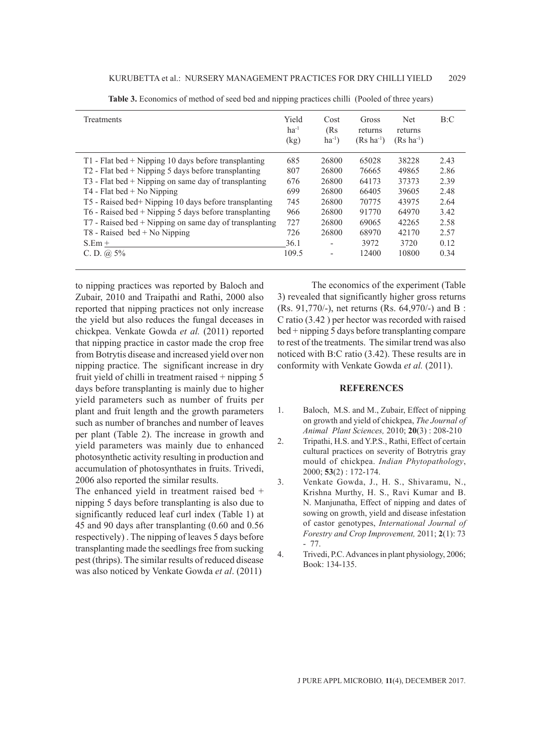**Table 3.** Economics of method of seed bed and nipping practices chilli (Pooled of three years)

| Treatments | Yield $ha^{-1}$ (kg) | Cost (Rs $ha^{-1}$) | Gross returns (Rs $ha^{-1}$) | Net returns (Rs $ha^{-1}$) | B:C |
|---|---|---|---|---|---|
| T1 - Flat bed + Nipping 10 days before transplanting | 685 | 26800 | 65028 | 38228 | 2.43 |
| T2 - Flat bed + Nipping 5 days before transplanting | 807 | 26800 | 76665 | 49865 | 2.86 |
| T3 - Flat bed + Nipping on same day of transplanting | 676 | 26800 | 64173 | 37373 | 2.39 |
| T4 - Flat bed + No Nipping | 699 | 26800 | 66405 | 39605 | 2.48 |
| T5 - Raised bed+ Nipping 10 days before transplanting | 745 | 26800 | 70775 | 43975 | 2.64 |
| T6 - Raised bed + Nipping 5 days before transplanting | 966 | 26800 | 91770 | 64970 | 3.42 |
| T7 - Raised bed + Nipping on same day of transplanting | 727 | 26800 | 69065 | 42265 | 2.58 |
| T8 - Raised bed + No Nipping | 726 | 26800 | 68970 | 42170 | 2.57 |
| S.Em + | 36.1 | - | 3972 | 3720 | 0.12 |
| C. D. @ 5% | 109.5 | - | 12400 | 10800 | 0.34 |

to nipping practices was reported by Baloch and Zubair, 2010 and Traipathi and Rathi, 2000 also reported that nipping practices not only increase the yield but also reduces the fungal deceases in chickpea. Venkate Gowda *et al.* (2011) reported that nipping practice in castor made the crop free from Botrytis disease and increased yield over non nipping practice. The significant increase in dry fruit yield of chilli in treatment raised + nipping 5 days before transplanting is mainly due to higher yield parameters such as number of fruits per plant and fruit length and the growth parameters such as number of branches and number of leaves per plant (Table 2). The increase in growth and yield parameters was mainly due to enhanced photosynthetic activity resulting in production and accumulation of photosynthates in fruits. Trivedi, 2006 also reported the similar results.

The enhanced yield in treatment raised bed + nipping 5 days before transplanting is also due to significantly reduced leaf curl index (Table 1) at 45 and 90 days after transplanting (0.60 and 0.56 respectively) . The nipping of leaves 5 days before transplanting made the seedlings free from sucking pest (thrips). The similar results of reduced disease was also noticed by Venkate Gowda *et al*. (2011)

The economics of the experiment (Table 3) revealed that significantly higher gross returns (Rs. 91,770/-), net returns (Rs. 64,970/-) and B : C ratio (3.42 ) per hector was recorded with raised bed + nipping 5 days before transplanting compare to rest of the treatments. The similar trend was also noticed with B:C ratio (3.42). These results are in conformity with Venkate Gowda *et al.* (2011).

## REFERENCES

1. Baloch, M.S. and M., Zubair, Effect of nipping on growth and yield of chickpea, *The Journal of Animal Plant Sciences,* 2010; **20**(3) : 208-210
2. Tripathi, H.S. and Y.P.S., Rathi, Effect of certain cultural practices on severity of Botrytris gray mould of chickpea. *Indian Phytopathology*, 2000; **53**(2) : 172-174.
3. Venkate Gowda, J., H. S., Shivaramu, N., Krishna Murthy, H. S., Ravi Kumar and B. N. Manjunatha, Effect of nipping and dates of sowing on growth, yield and disease infestation of castor genotypes, *International Journal of Forestry and Crop Improvement,* 2011; **2**(1): 73 - 77.
4. Trivedi, P.C. Advances in plant physiology, 2006; Book: 134-135.